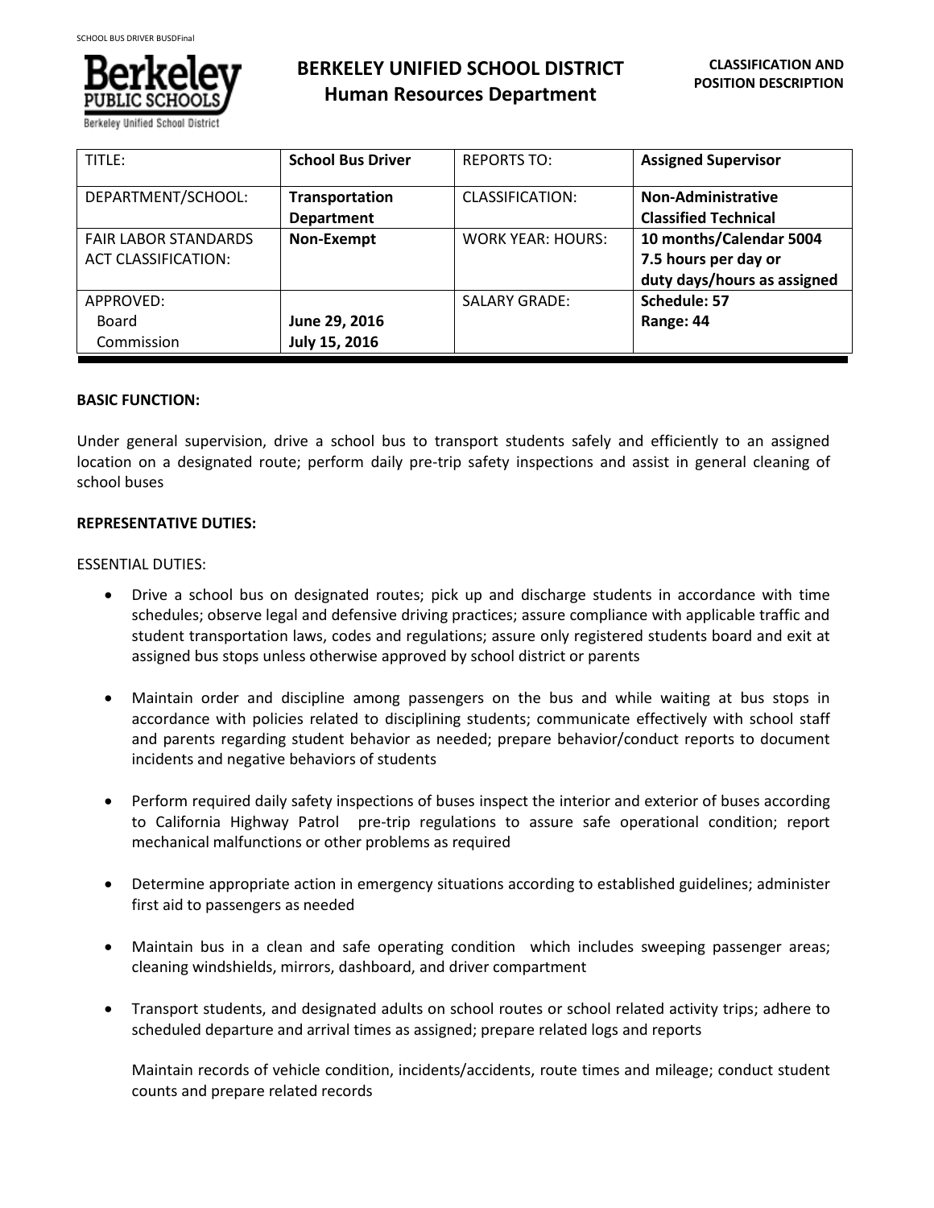# BERKELEY UNIFIED SCHOOL DISTRICT
## Human Resources Department

**CLASSIFICATION AND POSITION DESCRIPTION**

| TITLE: | **School Bus Driver** | REPORTS TO: | **Assigned Supervisor** |
|---|---|---|---|
| DEPARTMENT/SCHOOL: | **Transportation Department** | CLASSIFICATION: | **Non-Administrative Classified Technical** |
| FAIR LABOR STANDARDS ACT CLASSIFICATION: | **Non-Exempt** | WORK YEAR: HOURS: | **10 months/Calendar 5004 7.5 hours per day or duty days/hours as assigned** |
| APPROVED: Board Commission | **June 29, 2016 July 15, 2016** | SALARY GRADE: | **Schedule: 57 Range: 44** |

**BASIC FUNCTION:**

Under general supervision, drive a school bus to transport students safely and efficiently to an assigned location on a designated route; perform daily pre-trip safety inspections and assist in general cleaning of school buses

**REPRESENTATIVE DUTIES:**

ESSENTIAL DUTIES:

- Drive a school bus on designated routes; pick up and discharge students in accordance with time schedules; observe legal and defensive driving practices; assure compliance with applicable traffic and student transportation laws, codes and regulations; assure only registered students board and exit at assigned bus stops unless otherwise approved by school district or parents

- Maintain order and discipline among passengers on the bus and while waiting at bus stops in accordance with policies related to disciplining students; communicate effectively with school staff and parents regarding student behavior as needed; prepare behavior/conduct reports to document incidents and negative behaviors of students

- Perform required daily safety inspections of buses inspect the interior and exterior of buses according to California Highway Patrol pre-trip regulations to assure safe operational condition; report mechanical malfunctions or other problems as required

- Determine appropriate action in emergency situations according to established guidelines; administer first aid to passengers as needed

- Maintain bus in a clean and safe operating condition which includes sweeping passenger areas; cleaning windshields, mirrors, dashboard, and driver compartment

- Transport students, and designated adults on school routes or school related activity trips; adhere to scheduled departure and arrival times as assigned; prepare related logs and reports

  Maintain records of vehicle condition, incidents/accidents, route times and mileage; conduct student counts and prepare related records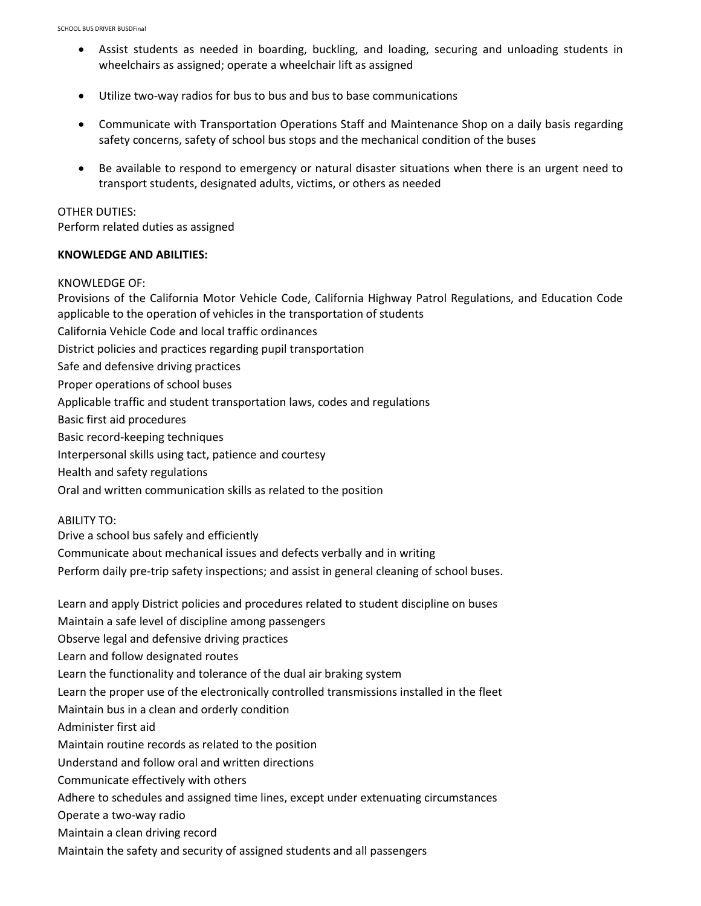- Assist students as needed in boarding, buckling, and loading, securing and unloading students in wheelchairs as assigned; operate a wheelchair lift as assigned

- Utilize two-way radios for bus to bus and bus to base communications

- Communicate with Transportation Operations Staff and Maintenance Shop on a daily basis regarding safety concerns, safety of school bus stops and the mechanical condition of the buses

- Be available to respond to emergency or natural disaster situations when there is an urgent need to transport students, designated adults, victims, or others as needed

OTHER DUTIES:
Perform related duties as assigned

**KNOWLEDGE AND ABILITIES:**

KNOWLEDGE OF:
Provisions of the California Motor Vehicle Code, California Highway Patrol Regulations, and Education Code applicable to the operation of vehicles in the transportation of students
California Vehicle Code and local traffic ordinances
District policies and practices regarding pupil transportation
Safe and defensive driving practices
Proper operations of school buses
Applicable traffic and student transportation laws, codes and regulations
Basic first aid procedures
Basic record-keeping techniques
Interpersonal skills using tact, patience and courtesy
Health and safety regulations
Oral and written communication skills as related to the position

ABILITY TO:
Drive a school bus safely and efficiently
Communicate about mechanical issues and defects verbally and in writing
Perform daily pre-trip safety inspections; and assist in general cleaning of school buses.

Learn and apply District policies and procedures related to student discipline on buses
Maintain a safe level of discipline among passengers
Observe legal and defensive driving practices
Learn and follow designated routes
Learn the functionality and tolerance of the dual air braking system
Learn the proper use of the electronically controlled transmissions installed in the fleet
Maintain bus in a clean and orderly condition
Administer first aid
Maintain routine records as related to the position
Understand and follow oral and written directions
Communicate effectively with others
Adhere to schedules and assigned time lines, except under extenuating circumstances
Operate a two-way radio
Maintain a clean driving record
Maintain the safety and security of assigned students and all passengers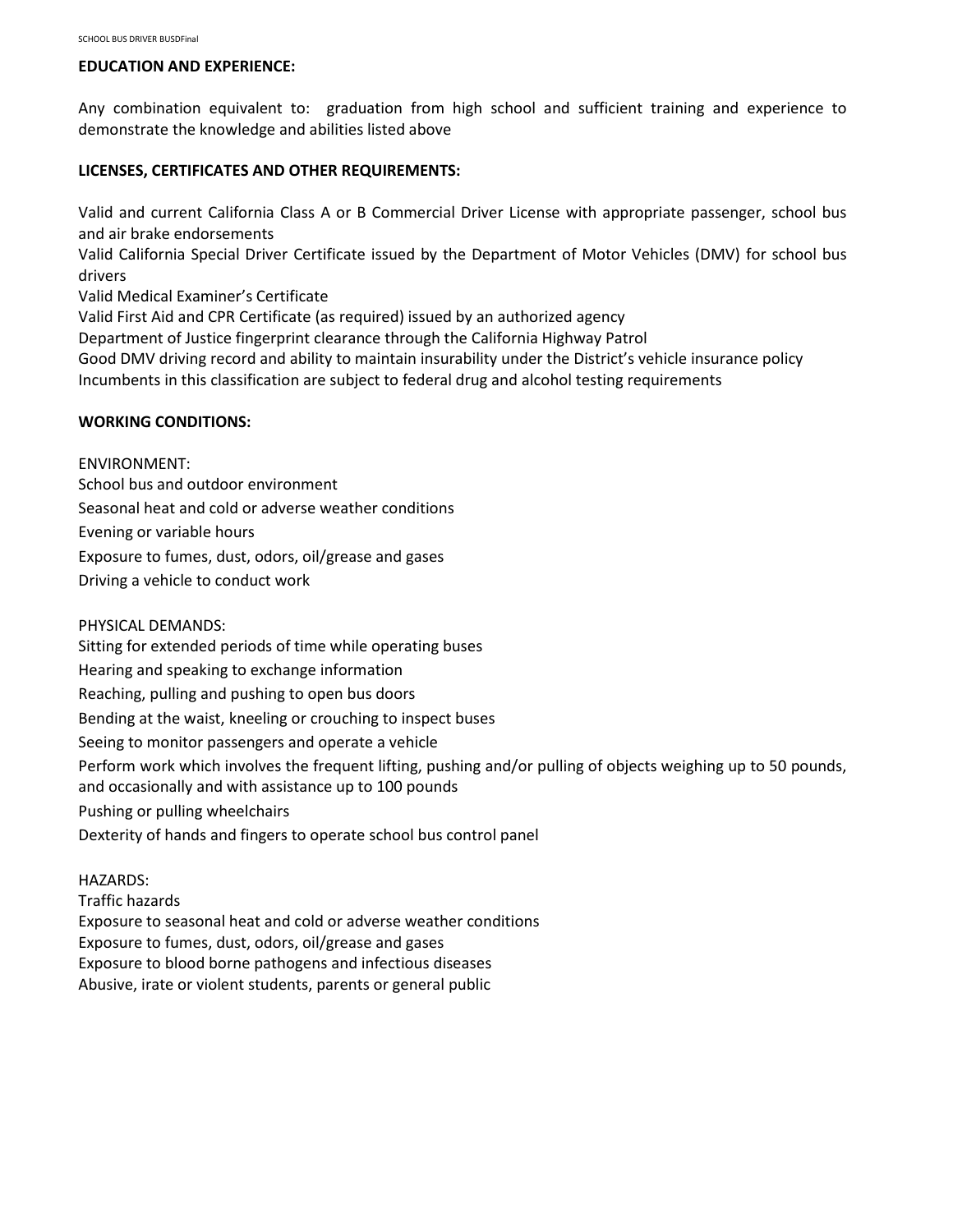**EDUCATION AND EXPERIENCE:**

Any combination equivalent to: graduation from high school and sufficient training and experience to demonstrate the knowledge and abilities listed above

**LICENSES, CERTIFICATES AND OTHER REQUIREMENTS:**

Valid and current California Class A or B Commercial Driver License with appropriate passenger, school bus and air brake endorsements
Valid California Special Driver Certificate issued by the Department of Motor Vehicles (DMV) for school bus drivers
Valid Medical Examiner's Certificate
Valid First Aid and CPR Certificate (as required) issued by an authorized agency
Department of Justice fingerprint clearance through the California Highway Patrol
Good DMV driving record and ability to maintain insurability under the District's vehicle insurance policy
Incumbents in this classification are subject to federal drug and alcohol testing requirements

**WORKING CONDITIONS:**

ENVIRONMENT:
School bus and outdoor environment
Seasonal heat and cold or adverse weather conditions
Evening or variable hours
Exposure to fumes, dust, odors, oil/grease and gases
Driving a vehicle to conduct work

PHYSICAL DEMANDS:
Sitting for extended periods of time while operating buses
Hearing and speaking to exchange information
Reaching, pulling and pushing to open bus doors
Bending at the waist, kneeling or crouching to inspect buses
Seeing to monitor passengers and operate a vehicle
Perform work which involves the frequent lifting, pushing and/or pulling of objects weighing up to 50 pounds, and occasionally and with assistance up to 100 pounds
Pushing or pulling wheelchairs
Dexterity of hands and fingers to operate school bus control panel

HAZARDS:
Traffic hazards
Exposure to seasonal heat and cold or adverse weather conditions
Exposure to fumes, dust, odors, oil/grease and gases
Exposure to blood borne pathogens and infectious diseases
Abusive, irate or violent students, parents or general public